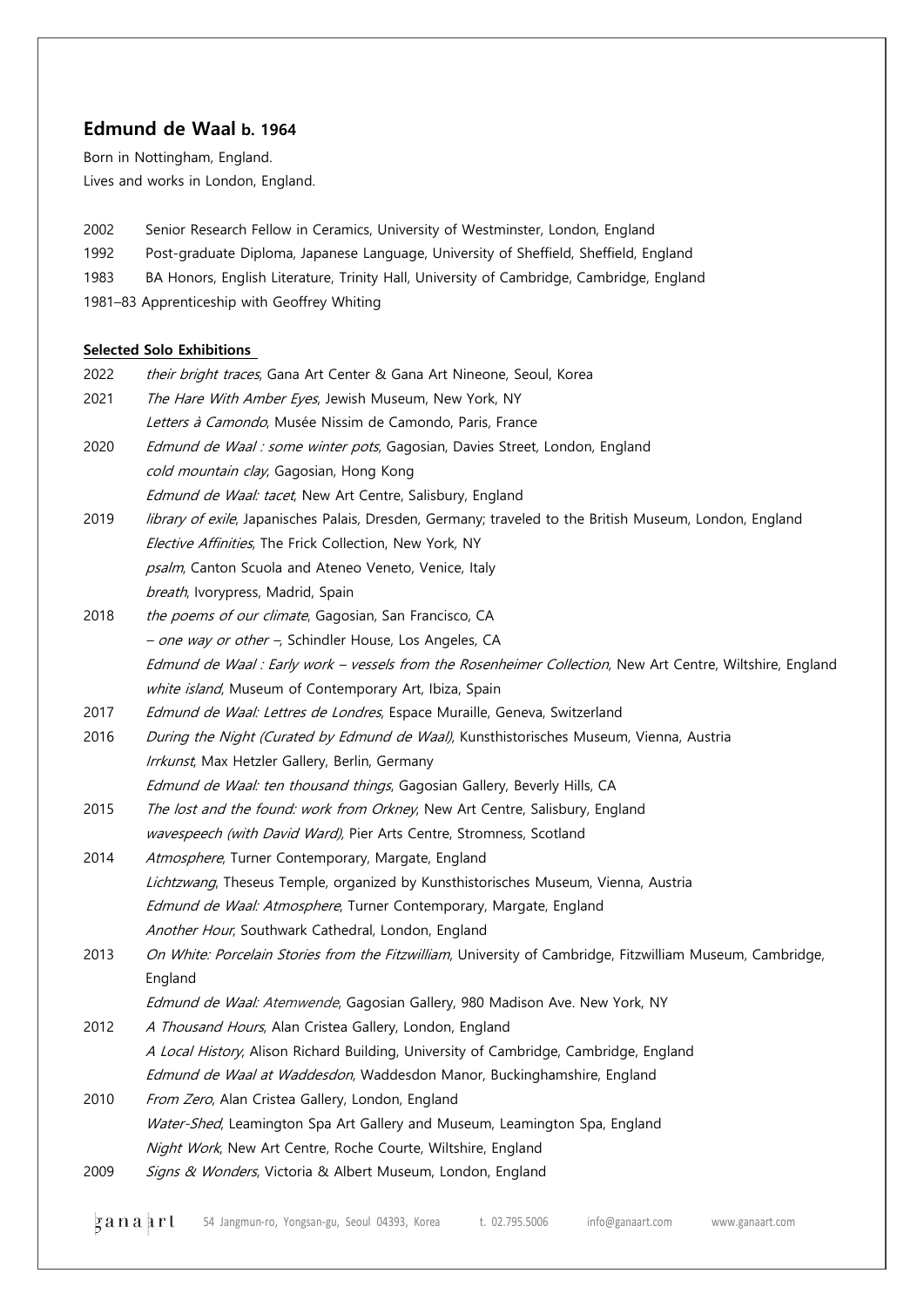## Edmund de Waal b. 1964

Born in Nottingham, England.
Lives and works in London, England.

2002 Senior Research Fellow in Ceramics, University of Westminster, London, England
1992 Post-graduate Diploma, Japanese Language, University of Sheffield, Sheffield, England
1983 BA Honors, English Literature, Trinity Hall, University of Cambridge, Cambridge, England
1981–83 Apprenticeship with Geoffrey Whiting

**Selected Solo Exhibitions**

2022 *their bright traces*, Gana Art Center & Gana Art Nineone, Seoul, Korea

2021 *The Hare With Amber Eyes*, Jewish Museum, New York, NY
*Letters à Camondo*, Musée Nissim de Camondo, Paris, France

2020 *Edmund de Waal : some winter pots*, Gagosian, Davies Street, London, England
*cold mountain clay*, Gagosian, Hong Kong
*Edmund de Waal: tacet*, New Art Centre, Salisbury, England

2019 *library of exile*, Japanisches Palais, Dresden, Germany; traveled to the British Museum, London, England
*Elective Affinities*, The Frick Collection, New York, NY
*psalm*, Canton Scuola and Ateneo Veneto, Venice, Italy
*breath*, Ivorypress, Madrid, Spain

2018 *the poems of our climate*, Gagosian, San Francisco, CA
*– one way or other –*, Schindler House, Los Angeles, CA
*Edmund de Waal : Early work – vessels from the Rosenheimer Collection*, New Art Centre, Wiltshire, England
*white island*, Museum of Contemporary Art, Ibiza, Spain

2017 *Edmund de Waal: Lettres de Londres*, Espace Muraille, Geneva, Switzerland

2016 *During the Night (Curated by Edmund de Waal)*, Kunsthistorisches Museum, Vienna, Austria
*Irrkunst*, Max Hetzler Gallery, Berlin, Germany
*Edmund de Waal: ten thousand things*, Gagosian Gallery, Beverly Hills, CA

2015 *The lost and the found: work from Orkney*, New Art Centre, Salisbury, England
*wavespeech (with David Ward)*, Pier Arts Centre, Stromness, Scotland

2014 *Atmosphere*, Turner Contemporary, Margate, England
*Lichtzwang*, Theseus Temple, organized by Kunsthistorisches Museum, Vienna, Austria
*Edmund de Waal: Atmosphere*, Turner Contemporary, Margate, England
*Another Hour*, Southwark Cathedral, London, England

2013 *On White: Porcelain Stories from the Fitzwilliam*, University of Cambridge, Fitzwilliam Museum, Cambridge, England
*Edmund de Waal: Atemwende*, Gagosian Gallery, 980 Madison Ave. New York, NY

2012 *A Thousand Hours*, Alan Cristea Gallery, London, England
*A Local History*, Alison Richard Building, University of Cambridge, Cambridge, England
*Edmund de Waal at Waddesdon*, Waddesdon Manor, Buckinghamshire, England

2010 *From Zero*, Alan Cristea Gallery, London, England
*Water-Shed*, Leamington Spa Art Gallery and Museum, Leamington Spa, England
*Night Work*, New Art Centre, Roche Courte, Wiltshire, England

2009 *Signs & Wonders*, Victoria & Albert Museum, London, England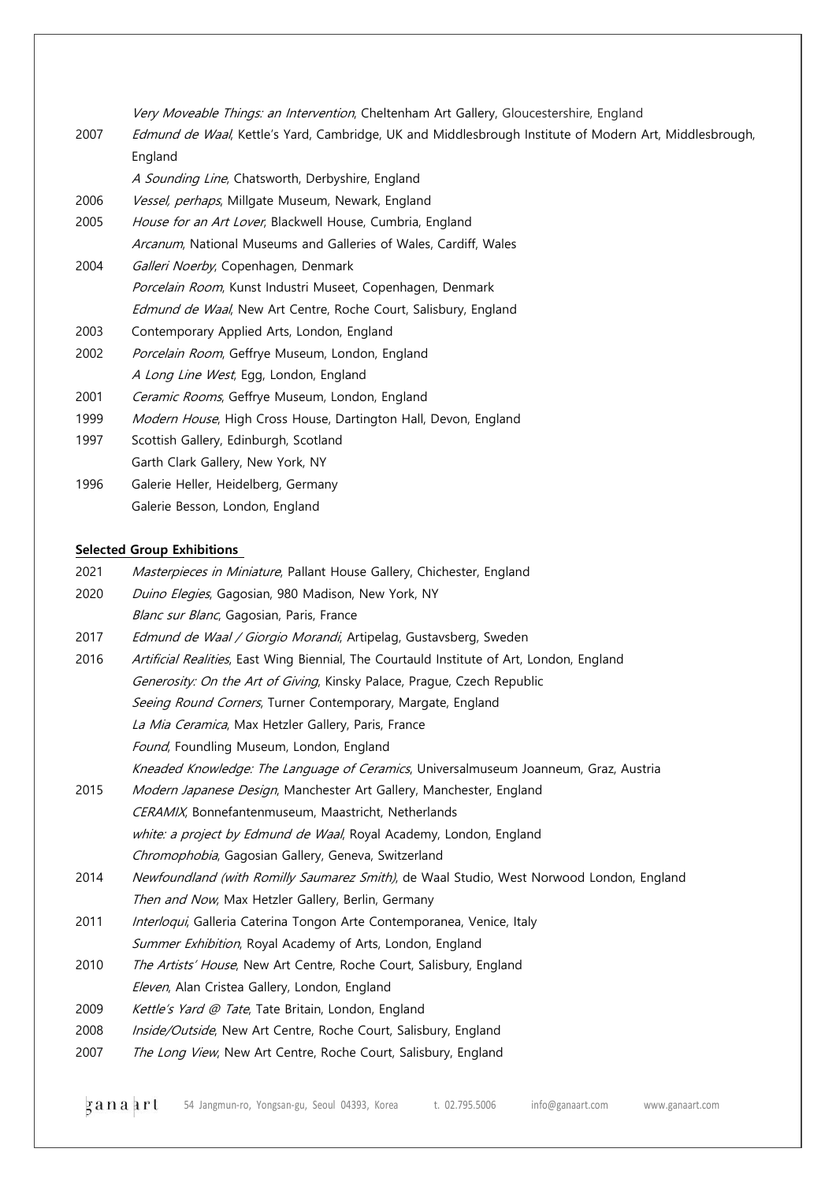| | |
|---|---|
| | *Very Moveable Things: an Intervention*, Cheltenham Art Gallery, Gloucestershire, England |
| 2007 | *Edmund de Waal*, Kettle's Yard, Cambridge, UK and Middlesbrough Institute of Modern Art, Middlesbrough, England |
| | *A Sounding Line*, Chatsworth, Derbyshire, England |
| 2006 | *Vessel, perhaps*, Millgate Museum, Newark, England |
| 2005 | *House for an Art Lover*, Blackwell House, Cumbria, England |
| | *Arcanum*, National Museums and Galleries of Wales, Cardiff, Wales |
| 2004 | *Galleri Noerby*, Copenhagen, Denmark |
| | *Porcelain Room*, Kunst Industri Museet, Copenhagen, Denmark |
| | *Edmund de Waal*, New Art Centre, Roche Court, Salisbury, England |
| 2003 | Contemporary Applied Arts, London, England |
| 2002 | *Porcelain Room*, Geffrye Museum, London, England |
| | *A Long Line West*, Egg, London, England |
| 2001 | *Ceramic Rooms*, Geffrye Museum, London, England |
| 1999 | *Modern House*, High Cross House, Dartington Hall, Devon, England |
| 1997 | Scottish Gallery, Edinburgh, Scotland |
| | Garth Clark Gallery, New York, NY |
| 1996 | Galerie Heller, Heidelberg, Germany |
| | Galerie Besson, London, England |

**Selected Group Exhibitions**

| | |
|---|---|
| 2021 | *Masterpieces in Miniature*, Pallant House Gallery, Chichester, England |
| 2020 | *Duino Elegies*, Gagosian, 980 Madison, New York, NY |
| | *Blanc sur Blanc*, Gagosian, Paris, France |
| 2017 | *Edmund de Waal / Giorgio Morandi*, Artipelag, Gustavsberg, Sweden |
| 2016 | *Artificial Realities*, East Wing Biennial, The Courtauld Institute of Art, London, England |
| | *Generosity: On the Art of Giving*, Kinsky Palace, Prague, Czech Republic |
| | *Seeing Round Corners*, Turner Contemporary, Margate, England |
| | *La Mia Ceramica*, Max Hetzler Gallery, Paris, France |
| | *Found*, Foundling Museum, London, England |
| | *Kneaded Knowledge: The Language of Ceramics*, Universalmuseum Joanneum, Graz, Austria |
| 2015 | *Modern Japanese Design*, Manchester Art Gallery, Manchester, England |
| | *CERAMIX*, Bonnefantenmuseum, Maastricht, Netherlands |
| | *white: a project by Edmund de Waal*, Royal Academy, London, England |
| | *Chromophobia*, Gagosian Gallery, Geneva, Switzerland |
| 2014 | *Newfoundland (with Romilly Saumarez Smith)*, de Waal Studio, West Norwood London, England |
| | *Then and Now*, Max Hetzler Gallery, Berlin, Germany |
| 2011 | *Interloqui*, Galleria Caterina Tongon Arte Contemporanea, Venice, Italy |
| | *Summer Exhibition*, Royal Academy of Arts, London, England |
| 2010 | *The Artists' House*, New Art Centre, Roche Court, Salisbury, England |
| | *Eleven*, Alan Cristea Gallery, London, England |
| 2009 | *Kettle's Yard @ Tate*, Tate Britain, London, England |
| 2008 | *Inside/Outside*, New Art Centre, Roche Court, Salisbury, England |
| 2007 | *The Long View*, New Art Centre, Roche Court, Salisbury, England |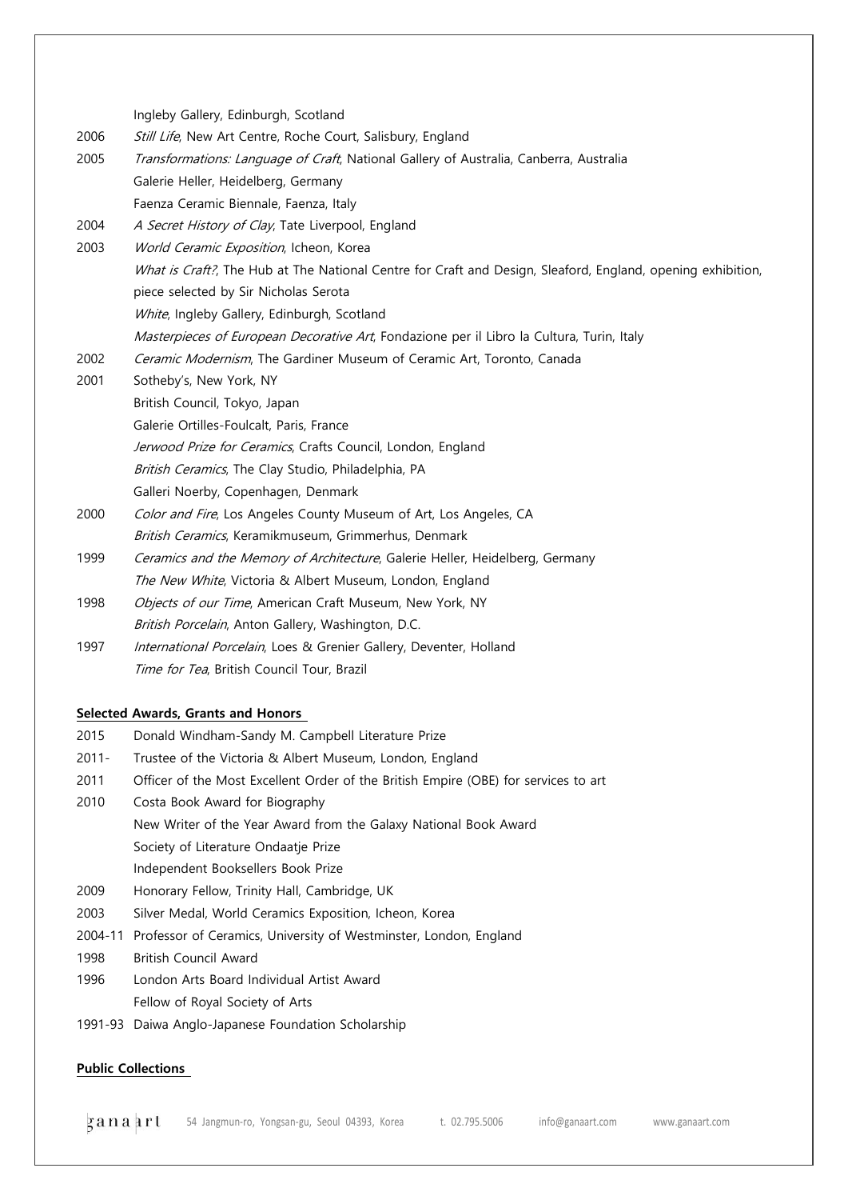|  |  |
|---|---|
|  | Ingleby Gallery, Edinburgh, Scotland |
| 2006 | *Still Life*, New Art Centre, Roche Court, Salisbury, England |
| 2005 | *Transformations: Language of Craft*, National Gallery of Australia, Canberra, Australia |
|  | Galerie Heller, Heidelberg, Germany |
|  | Faenza Ceramic Biennale, Faenza, Italy |
| 2004 | *A Secret History of Clay*, Tate Liverpool, England |
| 2003 | *World Ceramic Exposition*, Icheon, Korea |
|  | *What is Craft?*, The Hub at The National Centre for Craft and Design, Sleaford, England, opening exhibition, piece selected by Sir Nicholas Serota |
|  | *White*, Ingleby Gallery, Edinburgh, Scotland |
|  | *Masterpieces of European Decorative Art*, Fondazione per il Libro la Cultura, Turin, Italy |
| 2002 | *Ceramic Modernism*, The Gardiner Museum of Ceramic Art, Toronto, Canada |
| 2001 | Sotheby's, New York, NY |
|  | British Council, Tokyo, Japan |
|  | Galerie Ortilles-Foulcalt, Paris, France |
|  | *Jerwood Prize for Ceramics*, Crafts Council, London, England |
|  | *British Ceramics*, The Clay Studio, Philadelphia, PA |
|  | Galleri Noerby, Copenhagen, Denmark |
| 2000 | *Color and Fire*, Los Angeles County Museum of Art, Los Angeles, CA |
|  | *British Ceramics*, Keramikmuseum, Grimmerhus, Denmark |
| 1999 | *Ceramics and the Memory of Architecture*, Galerie Heller, Heidelberg, Germany |
|  | *The New White*, Victoria & Albert Museum, London, England |
| 1998 | *Objects of our Time*, American Craft Museum, New York, NY |
|  | *British Porcelain*, Anton Gallery, Washington, D.C. |
| 1997 | *International Porcelain*, Loes & Grenier Gallery, Deventer, Holland |
|  | *Time for Tea*, British Council Tour, Brazil |

**Selected Awards, Grants and Honors**

|  |  |
|---|---|
| 2015 | Donald Windham-Sandy M. Campbell Literature Prize |
| 2011- | Trustee of the Victoria & Albert Museum, London, England |
| 2011 | Officer of the Most Excellent Order of the British Empire (OBE) for services to art |
| 2010 | Costa Book Award for Biography |
|  | New Writer of the Year Award from the Galaxy National Book Award |
|  | Society of Literature Ondaatje Prize |
|  | Independent Booksellers Book Prize |
| 2009 | Honorary Fellow, Trinity Hall, Cambridge, UK |
| 2003 | Silver Medal, World Ceramics Exposition, Icheon, Korea |
| 2004-11 | Professor of Ceramics, University of Westminster, London, England |
| 1998 | British Council Award |
| 1996 | London Arts Board Individual Artist Award |
|  | Fellow of Royal Society of Arts |
| 1991-93 | Daiwa Anglo-Japanese Foundation Scholarship |

**Public Collections**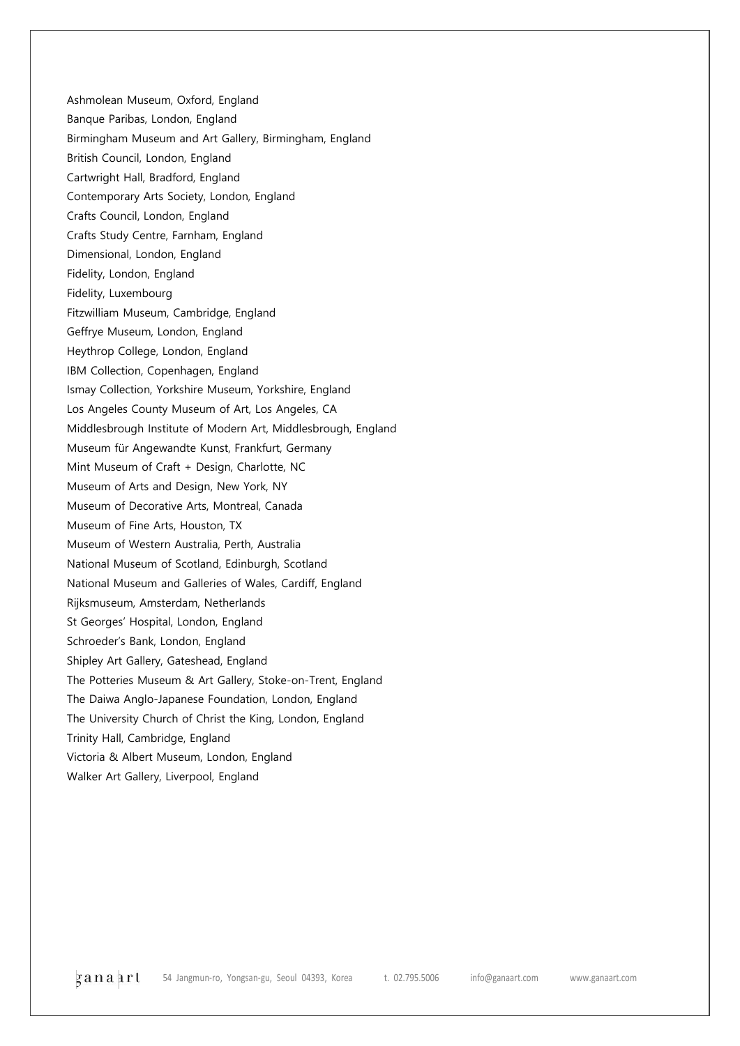Ashmolean Museum, Oxford, England
Banque Paribas, London, England
Birmingham Museum and Art Gallery, Birmingham, England
British Council, London, England
Cartwright Hall, Bradford, England
Contemporary Arts Society, London, England
Crafts Council, London, England
Crafts Study Centre, Farnham, England
Dimensional, London, England
Fidelity, London, England
Fidelity, Luxembourg
Fitzwilliam Museum, Cambridge, England
Geffrye Museum, London, England
Heythrop College, London, England
IBM Collection, Copenhagen, England
Ismay Collection, Yorkshire Museum, Yorkshire, England
Los Angeles County Museum of Art, Los Angeles, CA
Middlesbrough Institute of Modern Art, Middlesbrough, England
Museum für Angewandte Kunst, Frankfurt, Germany
Mint Museum of Craft + Design, Charlotte, NC
Museum of Arts and Design, New York, NY
Museum of Decorative Arts, Montreal, Canada
Museum of Fine Arts, Houston, TX
Museum of Western Australia, Perth, Australia
National Museum of Scotland, Edinburgh, Scotland
National Museum and Galleries of Wales, Cardiff, England
Rijksmuseum, Amsterdam, Netherlands
St Georges' Hospital, London, England
Schroeder's Bank, London, England
Shipley Art Gallery, Gateshead, England
The Potteries Museum & Art Gallery, Stoke-on-Trent, England
The Daiwa Anglo-Japanese Foundation, London, England
The University Church of Christ the King, London, England
Trinity Hall, Cambridge, England
Victoria & Albert Museum, London, England
Walker Art Gallery, Liverpool, England